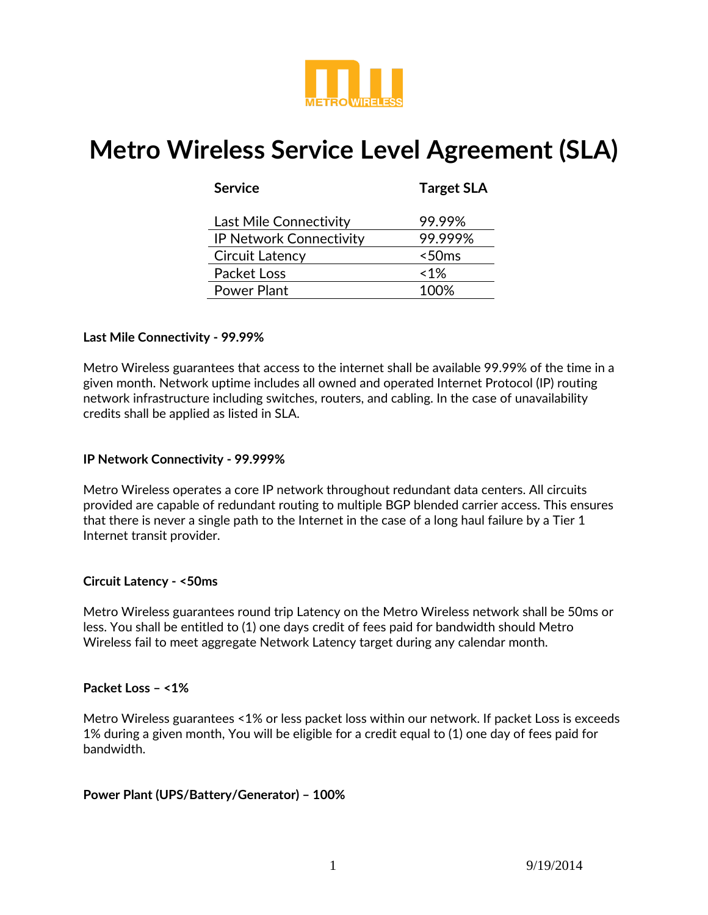# Metro Wireless Service Level Agreement (SLA)

| Service | Target SLA |
|---|---|
| Last Mile Connectivity | 99.99% |
| IP Network Connectivity | 99.999% |
| Circuit Latency | <50ms |
| Packet Loss | <1% |
| Power Plant | 100% |

**Last Mile Connectivity - 99.99%**

Metro Wireless guarantees that access to the internet shall be available 99.99% of the time in a given month. Network uptime includes all owned and operated Internet Protocol (IP) routing network infrastructure including switches, routers, and cabling. In the case of unavailability credits shall be applied as listed in SLA.

**IP Network Connectivity - 99.999%**

Metro Wireless operates a core IP network throughout redundant data centers. All circuits provided are capable of redundant routing to multiple BGP blended carrier access. This ensures that there is never a single path to the Internet in the case of a long haul failure by a Tier 1 Internet transit provider.

**Circuit Latency - <50ms**

Metro Wireless guarantees round trip Latency on the Metro Wireless network shall be 50ms or less. You shall be entitled to (1) one days credit of fees paid for bandwidth should Metro Wireless fail to meet aggregate Network Latency target during any calendar month.

**Packet Loss – <1%**

Metro Wireless guarantees <1% or less packet loss within our network. If packet Loss is exceeds 1% during a given month, You will be eligible for a credit equal to (1) one day of fees paid for bandwidth.

**Power Plant (UPS/Battery/Generator) – 100%**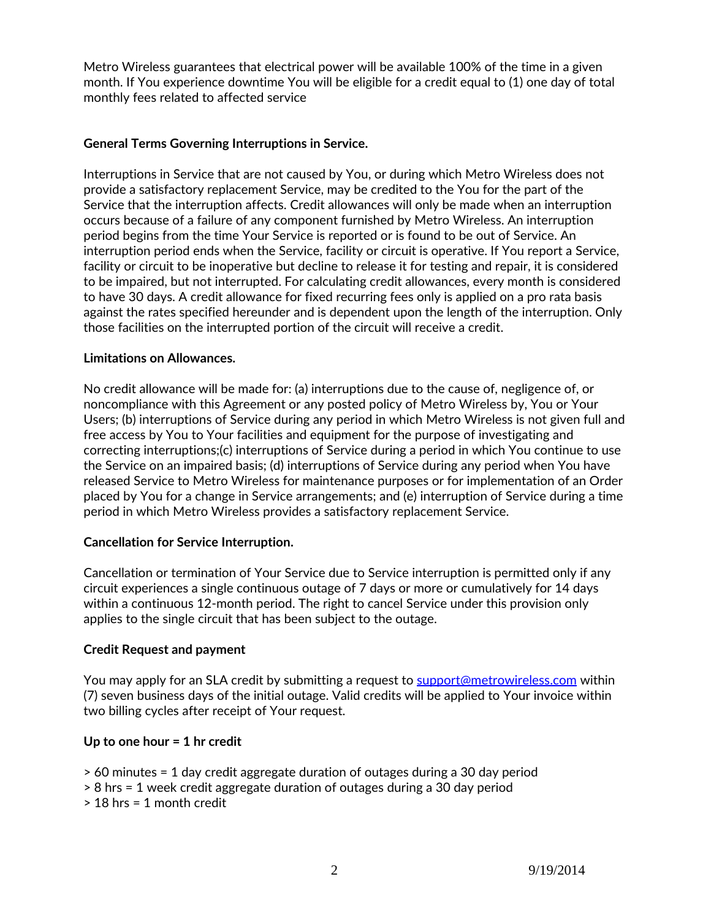Metro Wireless guarantees that electrical power will be available 100% of the time in a given month. If You experience downtime You will be eligible for a credit equal to (1) one day of total monthly fees related to affected service

**General Terms Governing Interruptions in Service.**

Interruptions in Service that are not caused by You, or during which Metro Wireless does not provide a satisfactory replacement Service, may be credited to the You for the part of the Service that the interruption affects. Credit allowances will only be made when an interruption occurs because of a failure of any component furnished by Metro Wireless. An interruption period begins from the time Your Service is reported or is found to be out of Service. An interruption period ends when the Service, facility or circuit is operative. If You report a Service, facility or circuit to be inoperative but decline to release it for testing and repair, it is considered to be impaired, but not interrupted. For calculating credit allowances, every month is considered to have 30 days. A credit allowance for fixed recurring fees only is applied on a pro rata basis against the rates specified hereunder and is dependent upon the length of the interruption. Only those facilities on the interrupted portion of the circuit will receive a credit.

**Limitations on Allowances.**

No credit allowance will be made for: (a) interruptions due to the cause of, negligence of, or noncompliance with this Agreement or any posted policy of Metro Wireless by, You or Your Users; (b) interruptions of Service during any period in which Metro Wireless is not given full and free access by You to Your facilities and equipment for the purpose of investigating and correcting interruptions;(c) interruptions of Service during a period in which You continue to use the Service on an impaired basis; (d) interruptions of Service during any period when You have released Service to Metro Wireless for maintenance purposes or for implementation of an Order placed by You for a change in Service arrangements; and (e) interruption of Service during a time period in which Metro Wireless provides a satisfactory replacement Service.

**Cancellation for Service Interruption.**

Cancellation or termination of Your Service due to Service interruption is permitted only if any circuit experiences a single continuous outage of 7 days or more or cumulatively for 14 days within a continuous 12-month period. The right to cancel Service under this provision only applies to the single circuit that has been subject to the outage.

**Credit Request and payment**

You may apply for an SLA credit by submitting a request to support@metrowireless.com within (7) seven business days of the initial outage. Valid credits will be applied to Your invoice within two billing cycles after receipt of Your request.

**Up to one hour = 1 hr credit**

> 60 minutes = 1 day credit aggregate duration of outages during a 30 day period
> 8 hrs = 1 week credit aggregate duration of outages during a 30 day period
> 18 hrs = 1 month credit

9/19/2014